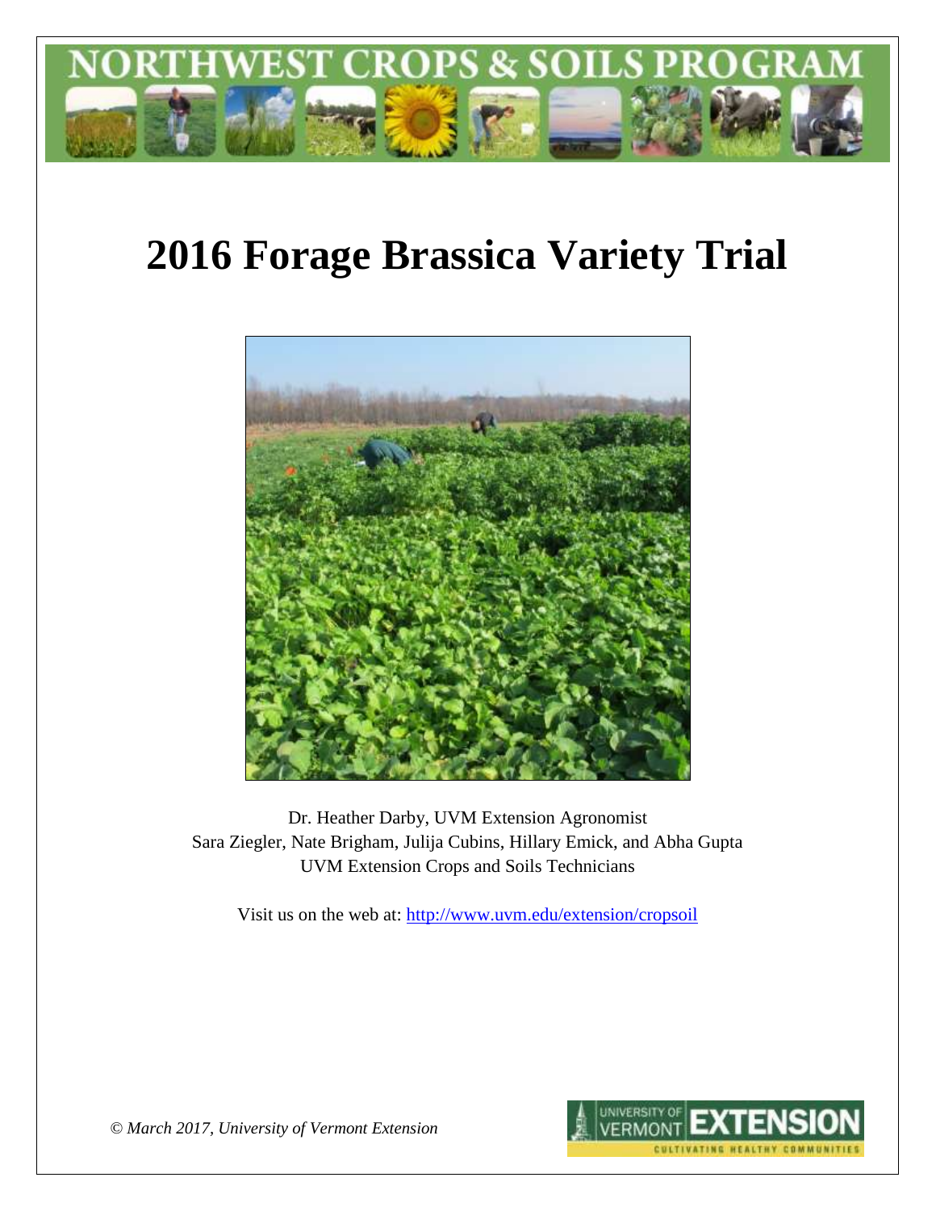# NORTHWEST CROPS & SOILS PROGRAM

# 2016 Forage Brassica Variety Trial

Dr. Heather Darby, UVM Extension Agronomist
Sara Ziegler, Nate Brigham, Julija Cubins, Hillary Emick, and Abha Gupta
UVM Extension Crops and Soils Technicians

Visit us on the web at: http://www.uvm.edu/extension/cropsoil

*© March 2017, University of Vermont Extension*

UNIVERSITY OF VERMONT EXTENSION
CULTIVATING HEALTHY COMMUNITIES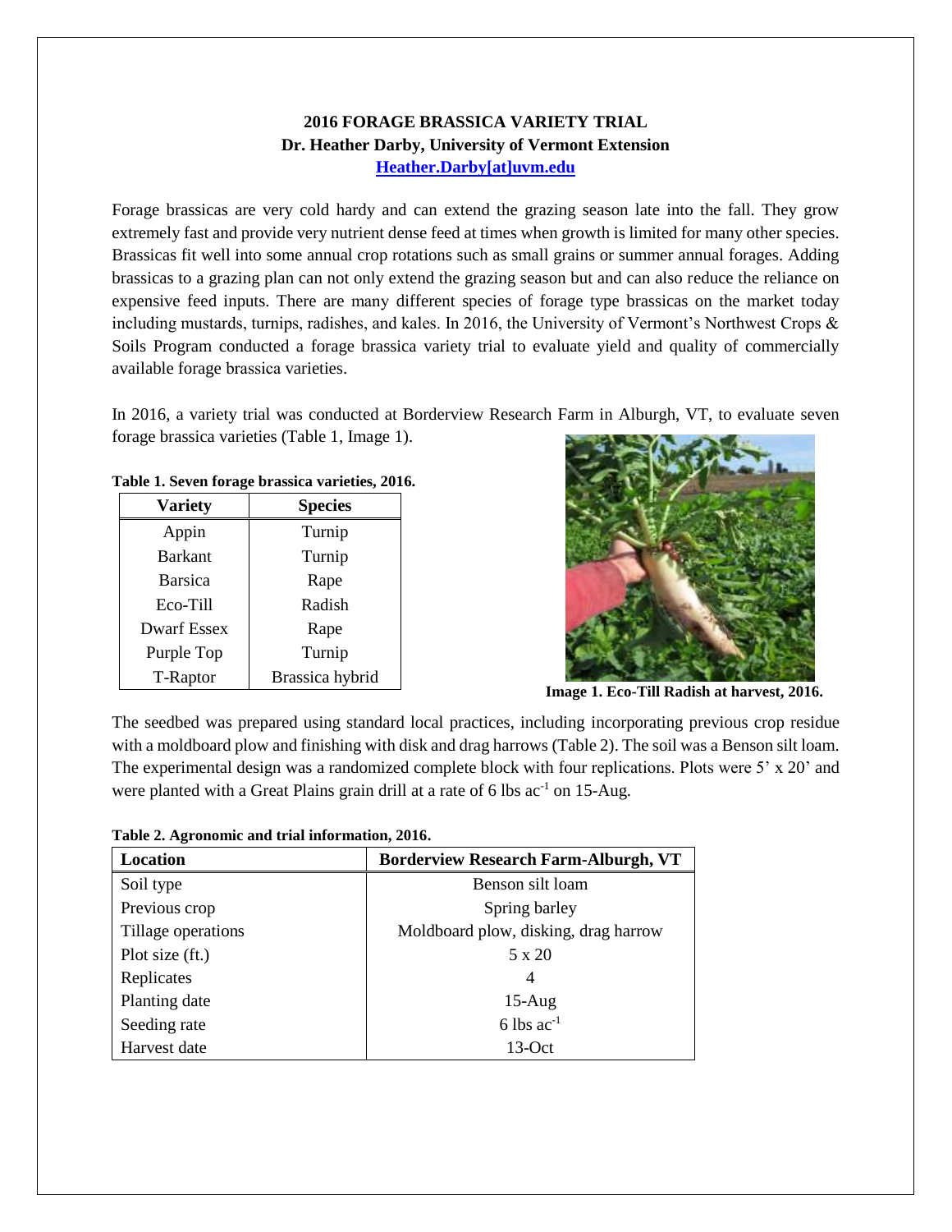**2016 FORAGE BRASSICA VARIETY TRIAL**
**Dr. Heather Darby, University of Vermont Extension**
**Heather.Darby[at]uvm.edu**

Forage brassicas are very cold hardy and can extend the grazing season late into the fall. They grow extremely fast and provide very nutrient dense feed at times when growth is limited for many other species. Brassicas fit well into some annual crop rotations such as small grains or summer annual forages. Adding brassicas to a grazing plan can not only extend the grazing season but and can also reduce the reliance on expensive feed inputs. There are many different species of forage type brassicas on the market today including mustards, turnips, radishes, and kales. In 2016, the University of Vermont's Northwest Crops & Soils Program conducted a forage brassica variety trial to evaluate yield and quality of commercially available forage brassica varieties.

In 2016, a variety trial was conducted at Borderview Research Farm in Alburgh, VT, to evaluate seven forage brassica varieties (Table 1, Image 1).

**Table 1. Seven forage brassica varieties, 2016.**

| Variety | Species |
|---|---|
| Appin | Turnip |
| Barkant | Turnip |
| Barsica | Rape |
| Eco-Till | Radish |
| Dwarf Essex | Rape |
| Purple Top | Turnip |
| T-Raptor | Brassica hybrid |

**Image 1. Eco-Till Radish at harvest, 2016.**

The seedbed was prepared using standard local practices, including incorporating previous crop residue with a moldboard plow and finishing with disk and drag harrows (Table 2). The soil was a Benson silt loam. The experimental design was a randomized complete block with four replications. Plots were 5' x 20' and were planted with a Great Plains grain drill at a rate of 6 lbs $ac^{-1}$ on 15-Aug.

**Table 2. Agronomic and trial information, 2016.**

| Location | Borderview Research Farm-Alburgh, VT |
|---|---|
| Soil type | Benson silt loam |
| Previous crop | Spring barley |
| Tillage operations | Moldboard plow, disking, drag harrow |
| Plot size (ft.) | 5 x 20 |
| Replicates | 4 |
| Planting date | 15-Aug |
| Seeding rate | 6 lbs $ac^{-1}$ |
| Harvest date | 13-Oct |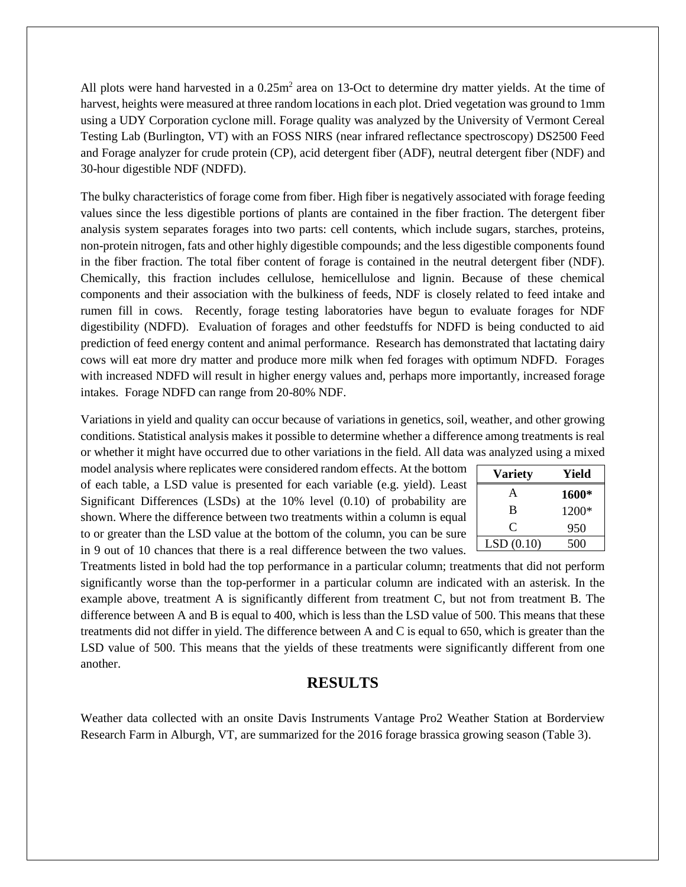All plots were hand harvested in a $0.25m^2$ area on 13-Oct to determine dry matter yields. At the time of harvest, heights were measured at three random locations in each plot. Dried vegetation was ground to 1mm using a UDY Corporation cyclone mill. Forage quality was analyzed by the University of Vermont Cereal Testing Lab (Burlington, VT) with an FOSS NIRS (near infrared reflectance spectroscopy) DS2500 Feed and Forage analyzer for crude protein (CP), acid detergent fiber (ADF), neutral detergent fiber (NDF) and 30-hour digestible NDF (NDFD).

The bulky characteristics of forage come from fiber. High fiber is negatively associated with forage feeding values since the less digestible portions of plants are contained in the fiber fraction. The detergent fiber analysis system separates forages into two parts: cell contents, which include sugars, starches, proteins, non-protein nitrogen, fats and other highly digestible compounds; and the less digestible components found in the fiber fraction. The total fiber content of forage is contained in the neutral detergent fiber (NDF). Chemically, this fraction includes cellulose, hemicellulose and lignin. Because of these chemical components and their association with the bulkiness of feeds, NDF is closely related to feed intake and rumen fill in cows. Recently, forage testing laboratories have begun to evaluate forages for NDF digestibility (NDFD). Evaluation of forages and other feedstuffs for NDFD is being conducted to aid prediction of feed energy content and animal performance. Research has demonstrated that lactating dairy cows will eat more dry matter and produce more milk when fed forages with optimum NDFD. Forages with increased NDFD will result in higher energy values and, perhaps more importantly, increased forage intakes. Forage NDFD can range from 20-80% NDF.

Variations in yield and quality can occur because of variations in genetics, soil, weather, and other growing conditions. Statistical analysis makes it possible to determine whether a difference among treatments is real or whether it might have occurred due to other variations in the field. All data was analyzed using a mixed model analysis where replicates were considered random effects. At the bottom of each table, a LSD value is presented for each variable (e.g. yield). Least Significant Differences (LSDs) at the 10% level (0.10) of probability are shown. Where the difference between two treatments within a column is equal to or greater than the LSD value at the bottom of the column, you can be sure in 9 out of 10 chances that there is a real difference between the two values. Treatments listed in bold had the top performance in a particular column; treatments that did not perform significantly worse than the top-performer in a particular column are indicated with an asterisk. In the example above, treatment A is significantly different from treatment C, but not from treatment B. The difference between A and B is equal to 400, which is less than the LSD value of 500. This means that these treatments did not differ in yield. The difference between A and C is equal to 650, which is greater than the LSD value of 500. This means that the yields of these treatments were significantly different from one another.

| Variety | Yield |
|---|---|
| A | **1600*** |
| B | 1200* |
| C | 950 |
| LSD (0.10) | 500 |

## RESULTS

Weather data collected with an onsite Davis Instruments Vantage Pro2 Weather Station at Borderview Research Farm in Alburgh, VT, are summarized for the 2016 forage brassica growing season (Table 3).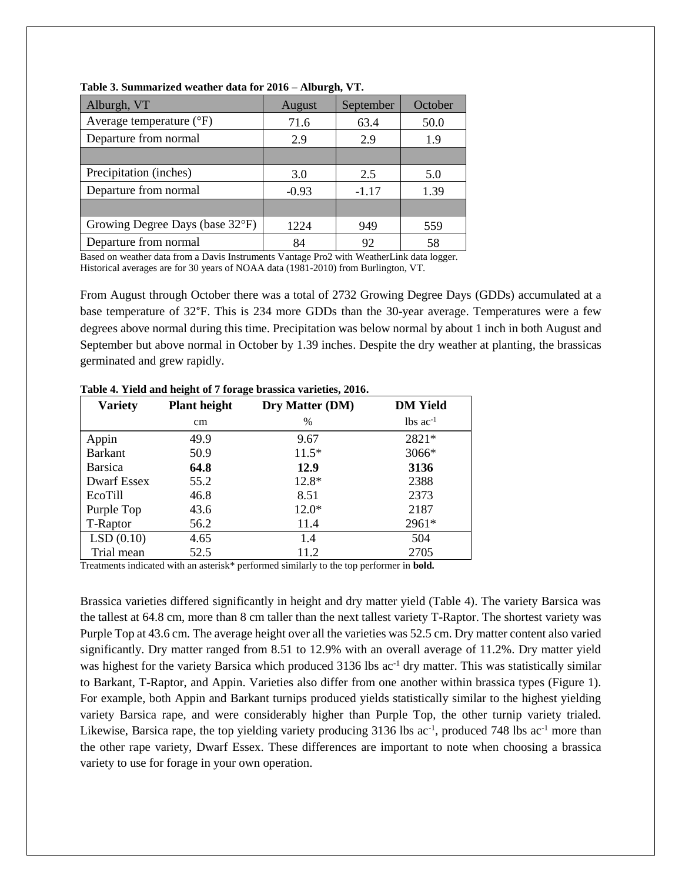**Table 3. Summarized weather data for 2016 – Alburgh, VT.**

| Alburgh, VT | August | September | October |
|---|---|---|---|
| Average temperature (°F) | 71.6 | 63.4 | 50.0 |
| Departure from normal | 2.9 | 2.9 | 1.9 |
| | | | |
| Precipitation (inches) | 3.0 | 2.5 | 5.0 |
| Departure from normal | -0.93 | -1.17 | 1.39 |
| | | | |
| Growing Degree Days (base 32°F) | 1224 | 949 | 559 |
| Departure from normal | 84 | 92 | 58 |

Based on weather data from a Davis Instruments Vantage Pro2 with WeatherLink data logger.
Historical averages are for 30 years of NOAA data (1981-2010) from Burlington, VT.

From August through October there was a total of 2732 Growing Degree Days (GDDs) accumulated at a base temperature of 32°F. This is 234 more GDDs than the 30-year average. Temperatures were a few degrees above normal during this time. Precipitation was below normal by about 1 inch in both August and September but above normal in October by 1.39 inches. Despite the dry weather at planting, the brassicas germinated and grew rapidly.

**Table 4. Yield and height of 7 forage brassica varieties, 2016.**

| Variety | Plant height | Dry Matter (DM) | DM Yield |
|---|---|---|---|
| | cm | % | lbs ac$^{-1}$ |
| Appin | 49.9 | 9.67 | 2821* |
| Barkant | 50.9 | 11.5* | 3066* |
| Barsica | **64.8** | **12.9** | **3136** |
| Dwarf Essex | 55.2 | 12.8* | 2388 |
| EcoTill | 46.8 | 8.51 | 2373 |
| Purple Top | 43.6 | 12.0* | 2187 |
| T-Raptor | 56.2 | 11.4 | 2961* |
| LSD (0.10) | 4.65 | 1.4 | 504 |
| Trial mean | 52.5 | 11.2 | 2705 |

Treatments indicated with an asterisk* performed similarly to the top performer in **bold.**

Brassica varieties differed significantly in height and dry matter yield (Table 4). The variety Barsica was the tallest at 64.8 cm, more than 8 cm taller than the next tallest variety T-Raptor. The shortest variety was Purple Top at 43.6 cm. The average height over all the varieties was 52.5 cm. Dry matter content also varied significantly. Dry matter ranged from 8.51 to 12.9% with an overall average of 11.2%. Dry matter yield was highest for the variety Barsica which produced 3136 lbs ac$^{-1}$ dry matter. This was statistically similar to Barkant, T-Raptor, and Appin. Varieties also differ from one another within brassica types (Figure 1). For example, both Appin and Barkant turnips produced yields statistically similar to the highest yielding variety Barsica rape, and were considerably higher than Purple Top, the other turnip variety trialed. Likewise, Barsica rape, the top yielding variety producing 3136 lbs ac$^{-1}$, produced 748 lbs ac$^{-1}$ more than the other rape variety, Dwarf Essex. These differences are important to note when choosing a brassica variety to use for forage in your own operation.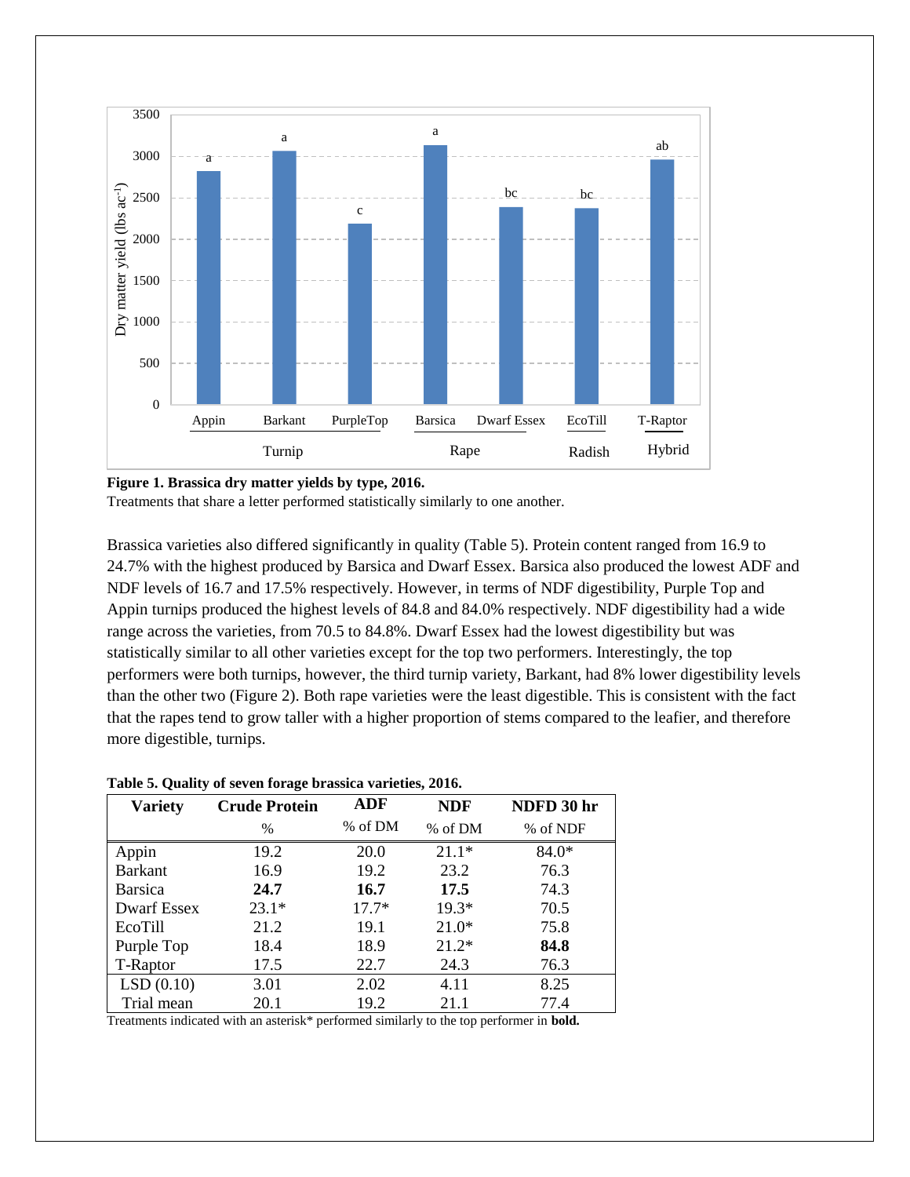**Figure 1. Brassica dry matter yields by type, 2016.**
Treatments that share a letter performed statistically similarly to one another.

Brassica varieties also differed significantly in quality (Table 5). Protein content ranged from 16.9 to 24.7% with the highest produced by Barsica and Dwarf Essex. Barsica also produced the lowest ADF and NDF levels of 16.7 and 17.5% respectively. However, in terms of NDF digestibility, Purple Top and Appin turnips produced the highest levels of 84.8 and 84.0% respectively. NDF digestibility had a wide range across the varieties, from 70.5 to 84.8%. Dwarf Essex had the lowest digestibility but was statistically similar to all other varieties except for the top two performers. Interestingly, the top performers were both turnips, however, the third turnip variety, Barkant, had 8% lower digestibility levels than the other two (Figure 2). Both rape varieties were the least digestible. This is consistent with the fact that the rapes tend to grow taller with a higher proportion of stems compared to the leafier, and therefore more digestible, turnips.

**Table 5. Quality of seven forage brassica varieties, 2016.**

| Variety | Crude Protein | ADF | NDF | NDFD 30 hr |
|---|---|---|---|---|
| | % | % of DM | % of DM | % of NDF |
| Appin | 19.2 | 20.0 | 21.1* | 84.0* |
| Barkant | 16.9 | 19.2 | 23.2 | 76.3 |
| Barsica | **24.7** | **16.7** | **17.5** | 74.3 |
| Dwarf Essex | 23.1* | 17.7* | 19.3* | 70.5 |
| EcoTill | 21.2 | 19.1 | 21.0* | 75.8 |
| Purple Top | 18.4 | 18.9 | 21.2* | **84.8** |
| T-Raptor | 17.5 | 22.7 | 24.3 | 76.3 |
| LSD (0.10) | 3.01 | 2.02 | 4.11 | 8.25 |
| Trial mean | 20.1 | 19.2 | 21.1 | 77.4 |

Treatments indicated with an asterisk* performed similarly to the top performer in **bold.**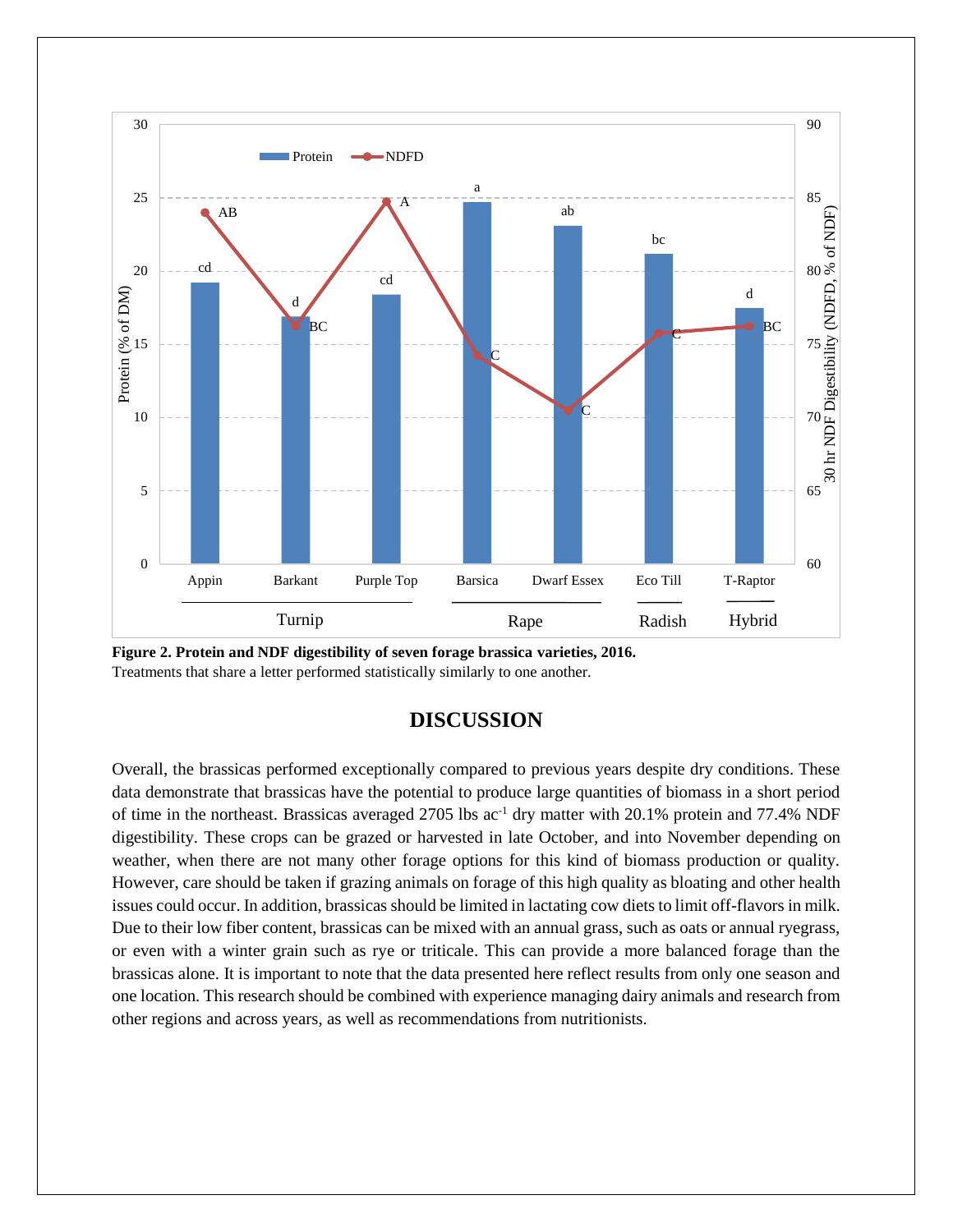**Figure 2. Protein and NDF digestibility of seven forage brassica varieties, 2016.**
Treatments that share a letter performed statistically similarly to one another.

## DISCUSSION

Overall, the brassicas performed exceptionally compared to previous years despite dry conditions. These data demonstrate that brassicas have the potential to produce large quantities of biomass in a short period of time in the northeast. Brassicas averaged 2705 lbs ac$^{-1}$ dry matter with 20.1% protein and 77.4% NDF digestibility. These crops can be grazed or harvested in late October, and into November depending on weather, when there are not many other forage options for this kind of biomass production or quality. However, care should be taken if grazing animals on forage of this high quality as bloating and other health issues could occur. In addition, brassicas should be limited in lactating cow diets to limit off-flavors in milk. Due to their low fiber content, brassicas can be mixed with an annual grass, such as oats or annual ryegrass, or even with a winter grain such as rye or triticale. This can provide a more balanced forage than the brassicas alone. It is important to note that the data presented here reflect results from only one season and one location. This research should be combined with experience managing dairy animals and research from other regions and across years, as well as recommendations from nutritionists.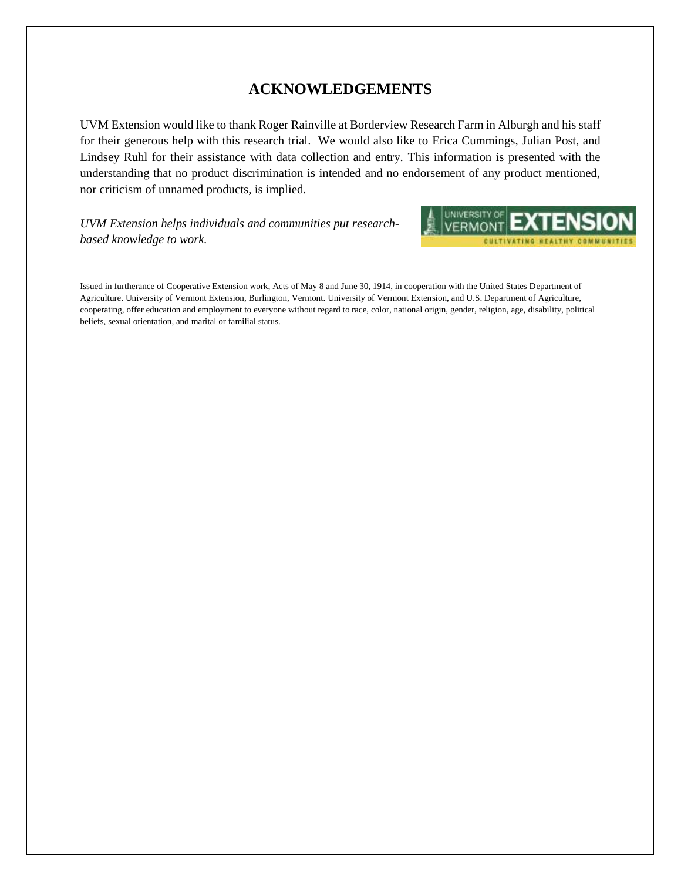## ACKNOWLEDGEMENTS

UVM Extension would like to thank Roger Rainville at Borderview Research Farm in Alburgh and his staff for their generous help with this research trial. We would also like to Erica Cummings, Julian Post, and Lindsey Ruhl for their assistance with data collection and entry. This information is presented with the understanding that no product discrimination is intended and no endorsement of any product mentioned, nor criticism of unnamed products, is implied.

*UVM Extension helps individuals and communities put research-based knowledge to work.*

Issued in furtherance of Cooperative Extension work, Acts of May 8 and June 30, 1914, in cooperation with the United States Department of Agriculture. University of Vermont Extension, Burlington, Vermont. University of Vermont Extension, and U.S. Department of Agriculture, cooperating, offer education and employment to everyone without regard to race, color, national origin, gender, religion, age, disability, political beliefs, sexual orientation, and marital or familial status.